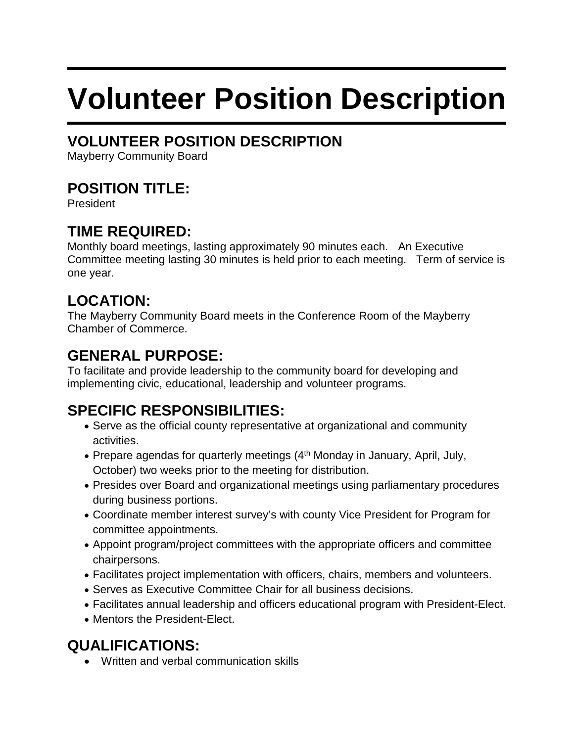# Volunteer Position Description

## VOLUNTEER POSITION DESCRIPTION

Mayberry Community Board

## POSITION TITLE:

President

## TIME REQUIRED:

Monthly board meetings, lasting approximately 90 minutes each. An Executive Committee meeting lasting 30 minutes is held prior to each meeting. Term of service is one year.

## LOCATION:

The Mayberry Community Board meets in the Conference Room of the Mayberry Chamber of Commerce.

## GENERAL PURPOSE:

To facilitate and provide leadership to the community board for developing and implementing civic, educational, leadership and volunteer programs.

## SPECIFIC RESPONSIBILITIES:

- Serve as the official county representative at organizational and community activities.
- Prepare agendas for quarterly meetings (4th Monday in January, April, July, October) two weeks prior to the meeting for distribution.
- Presides over Board and organizational meetings using parliamentary procedures during business portions.
- Coordinate member interest survey's with county Vice President for Program for committee appointments.
- Appoint program/project committees with the appropriate officers and committee chairpersons.
- Facilitates project implementation with officers, chairs, members and volunteers.
- Serves as Executive Committee Chair for all business decisions.
- Facilitates annual leadership and officers educational program with President-Elect.
- Mentors the President-Elect.

## QUALIFICATIONS:

- Written and verbal communication skills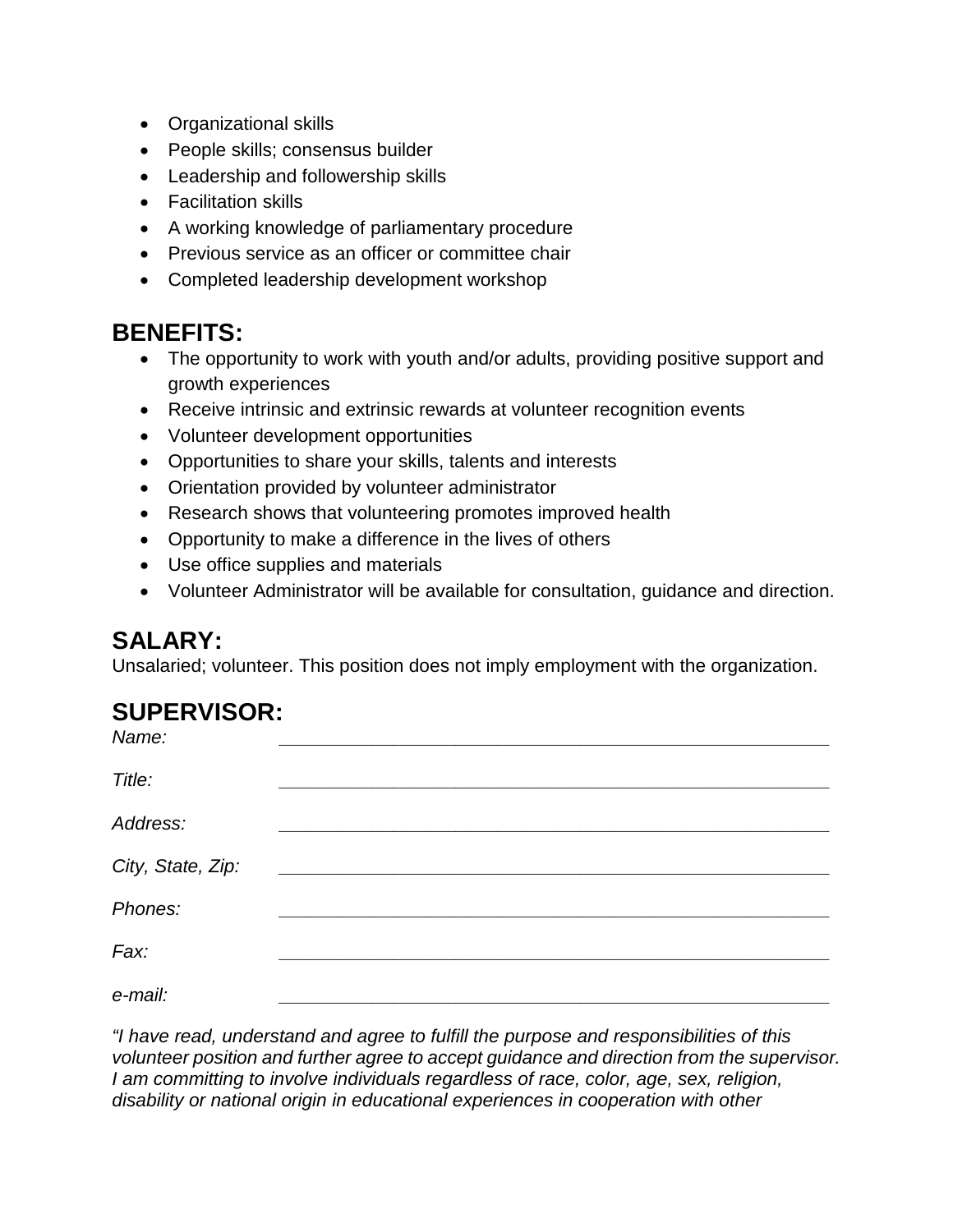- Organizational skills
- People skills; consensus builder
- Leadership and followership skills
- Facilitation skills
- A working knowledge of parliamentary procedure
- Previous service as an officer or committee chair
- Completed leadership development workshop

## BENEFITS:

- The opportunity to work with youth and/or adults, providing positive support and growth experiences
- Receive intrinsic and extrinsic rewards at volunteer recognition events
- Volunteer development opportunities
- Opportunities to share your skills, talents and interests
- Orientation provided by volunteer administrator
- Research shows that volunteering promotes improved health
- Opportunity to make a difference in the lives of others
- Use office supplies and materials
- Volunteer Administrator will be available for consultation, guidance and direction.

## SALARY:

Unsalaried; volunteer. This position does not imply employment with the organization.

## SUPERVISOR:

*Name:* ______________________________________________

*Title:* ______________________________________________

*Address:* ______________________________________________

*City, State, Zip:* ______________________________________________

*Phones:* ______________________________________________

*Fax:* ______________________________________________

*e-mail:* ______________________________________________

*"I have read, understand and agree to fulfill the purpose and responsibilities of this volunteer position and further agree to accept guidance and direction from the supervisor. I am committing to involve individuals regardless of race, color, age, sex, religion, disability or national origin in educational experiences in cooperation with other*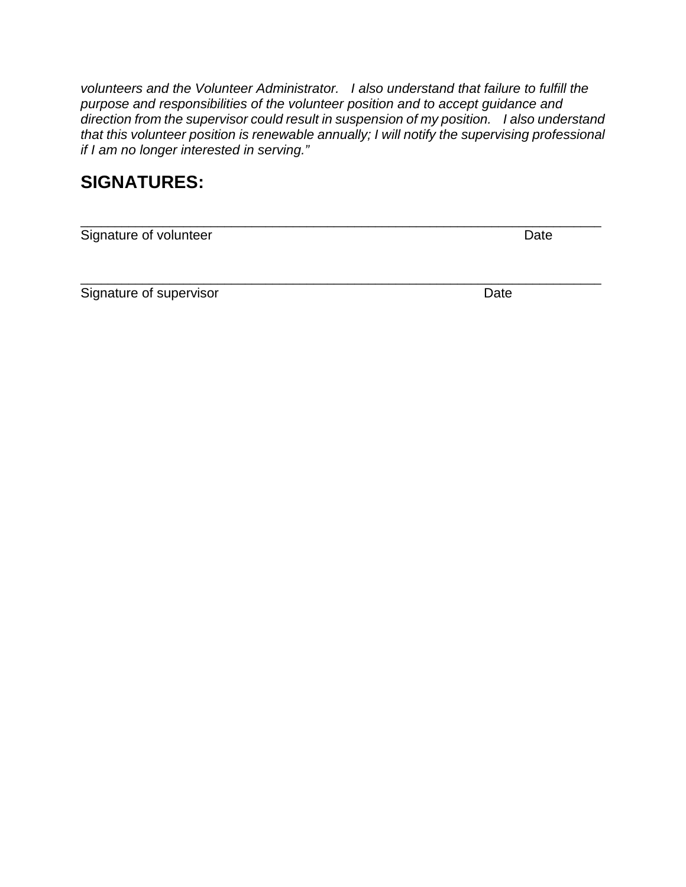*volunteers and the Volunteer Administrator. I also understand that failure to fulfill the purpose and responsibilities of the volunteer position and to accept guidance and direction from the supervisor could result in suspension of my position. I also understand that this volunteer position is renewable annually; I will notify the supervising professional if I am no longer interested in serving."*

## SIGNATURES:

______________________________________________________________________________
Signature of volunteer Date

______________________________________________________________________________
Signature of supervisor Date